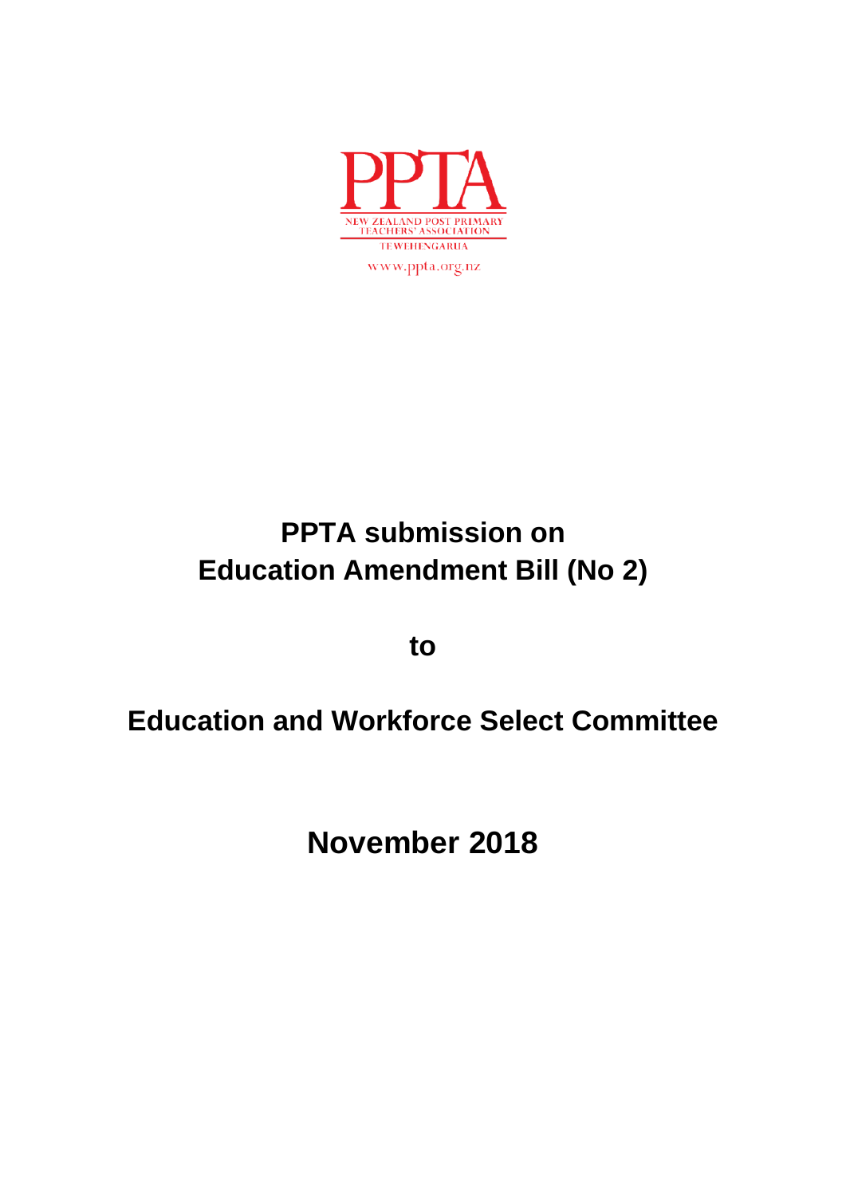PPTA

NEW ZEALAND POST PRIMARY TEACHERS' ASSOCIATION

TE WEHENGARUA

www.ppta.org.nz

# PPTA submission on Education Amendment Bill (No 2)

## to

## Education and Workforce Select Committee

## November 2018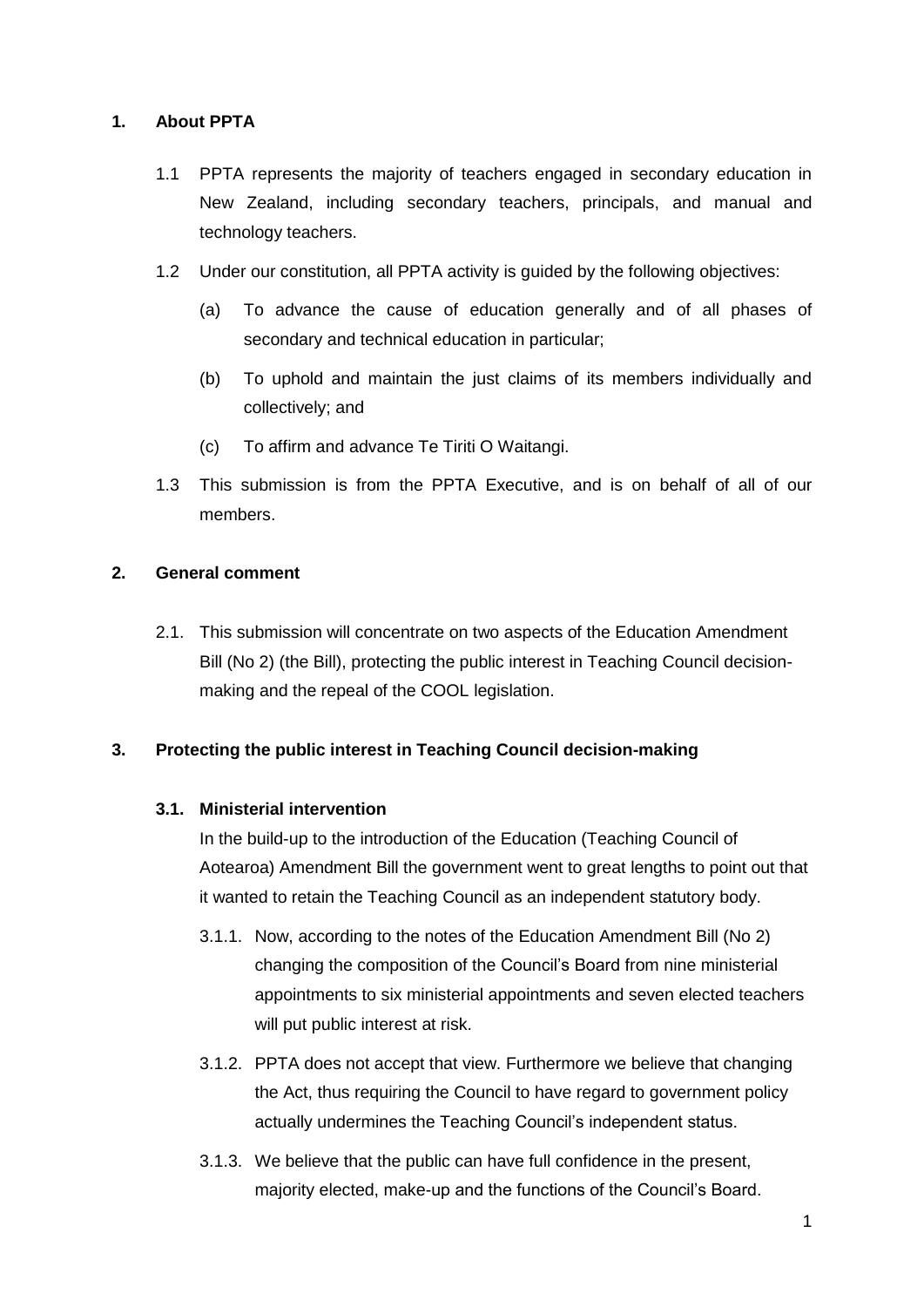## 1. About PPTA

1.1 PPTA represents the majority of teachers engaged in secondary education in New Zealand, including secondary teachers, principals, and manual and technology teachers.

1.2 Under our constitution, all PPTA activity is guided by the following objectives:

(a) To advance the cause of education generally and of all phases of secondary and technical education in particular;

(b) To uphold and maintain the just claims of its members individually and collectively; and

(c) To affirm and advance Te Tiriti O Waitangi.

1.3 This submission is from the PPTA Executive, and is on behalf of all of our members.

## 2. General comment

2.1. This submission will concentrate on two aspects of the Education Amendment Bill (No 2) (the Bill), protecting the public interest in Teaching Council decision-making and the repeal of the COOL legislation.

## 3. Protecting the public interest in Teaching Council decision-making

### 3.1. Ministerial intervention

In the build-up to the introduction of the Education (Teaching Council of Aotearoa) Amendment Bill the government went to great lengths to point out that it wanted to retain the Teaching Council as an independent statutory body.

3.1.1. Now, according to the notes of the Education Amendment Bill (No 2) changing the composition of the Council's Board from nine ministerial appointments to six ministerial appointments and seven elected teachers will put public interest at risk.

3.1.2. PPTA does not accept that view. Furthermore we believe that changing the Act, thus requiring the Council to have regard to government policy actually undermines the Teaching Council's independent status.

3.1.3. We believe that the public can have full confidence in the present, majority elected, make-up and the functions of the Council's Board.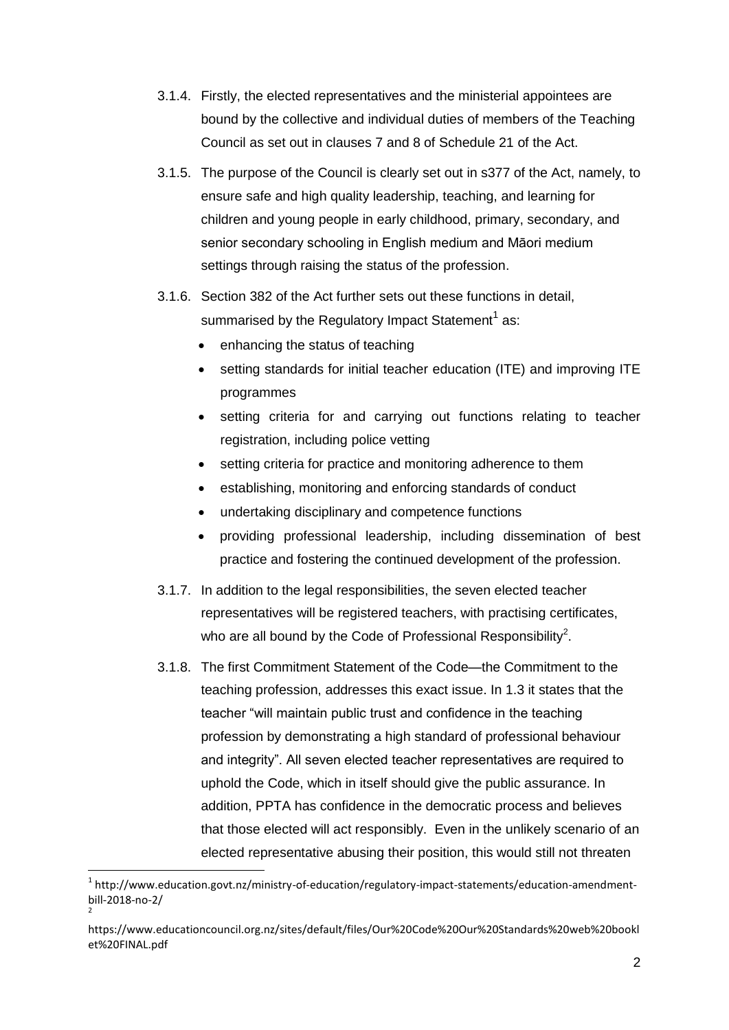3.1.4. Firstly, the elected representatives and the ministerial appointees are bound by the collective and individual duties of members of the Teaching Council as set out in clauses 7 and 8 of Schedule 21 of the Act.

3.1.5. The purpose of the Council is clearly set out in s377 of the Act, namely, to ensure safe and high quality leadership, teaching, and learning for children and young people in early childhood, primary, secondary, and senior secondary schooling in English medium and Māori medium settings through raising the status of the profession.

3.1.6. Section 382 of the Act further sets out these functions in detail, summarised by the Regulatory Impact Statement[1] as:

- enhancing the status of teaching
- setting standards for initial teacher education (ITE) and improving ITE programmes
- setting criteria for and carrying out functions relating to teacher registration, including police vetting
- setting criteria for practice and monitoring adherence to them
- establishing, monitoring and enforcing standards of conduct
- undertaking disciplinary and competence functions
- providing professional leadership, including dissemination of best practice and fostering the continued development of the profession.

3.1.7. In addition to the legal responsibilities, the seven elected teacher representatives will be registered teachers, with practising certificates, who are all bound by the Code of Professional Responsibility[2].

3.1.8. The first Commitment Statement of the Code—the Commitment to the teaching profession, addresses this exact issue. In 1.3 it states that the teacher "will maintain public trust and confidence in the teaching profession by demonstrating a high standard of professional behaviour and integrity". All seven elected teacher representatives are required to uphold the Code, which in itself should give the public assurance. In addition, PPTA has confidence in the democratic process and believes that those elected will act responsibly. Even in the unlikely scenario of an elected representative abusing their position, this would still not threaten

---

[1] http://www.education.govt.nz/ministry-of-education/regulatory-impact-statements/education-amendment-bill-2018-no-2/

[2] https://www.educationcouncil.org.nz/sites/default/files/Our%20Code%20Our%20Standards%20web%20booklet%20FINAL.pdf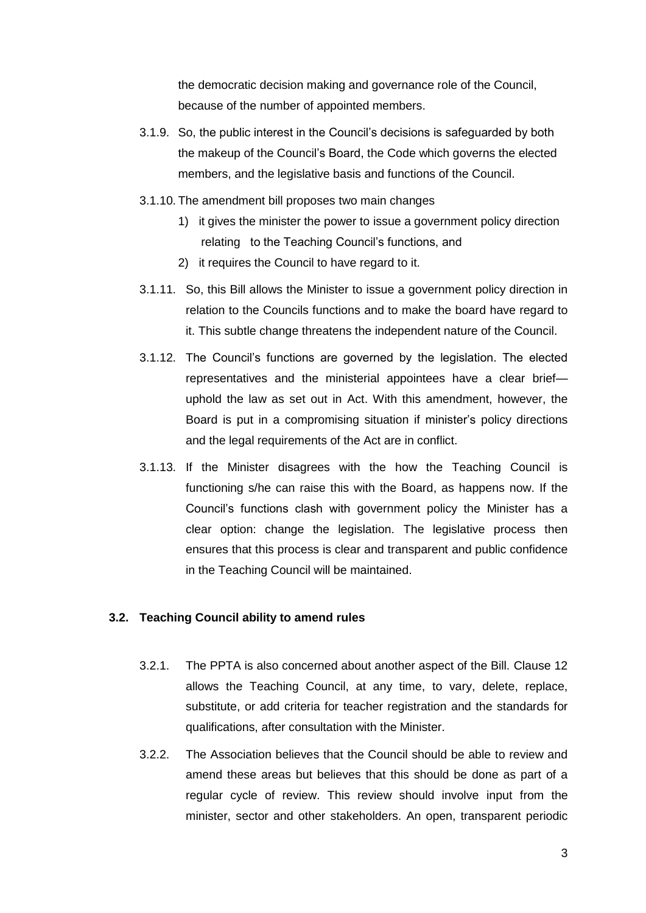the democratic decision making and governance role of the Council, because of the number of appointed members.

3.1.9. So, the public interest in the Council's decisions is safeguarded by both the makeup of the Council's Board, the Code which governs the elected members, and the legislative basis and functions of the Council.

3.1.10. The amendment bill proposes two main changes

1) it gives the minister the power to issue a government policy direction relating to the Teaching Council's functions, and
2) it requires the Council to have regard to it.

3.1.11. So, this Bill allows the Minister to issue a government policy direction in relation to the Councils functions and to make the board have regard to it. This subtle change threatens the independent nature of the Council.

3.1.12. The Council's functions are governed by the legislation. The elected representatives and the ministerial appointees have a clear brief—uphold the law as set out in Act. With this amendment, however, the Board is put in a compromising situation if minister's policy directions and the legal requirements of the Act are in conflict.

3.1.13. If the Minister disagrees with the how the Teaching Council is functioning s/he can raise this with the Board, as happens now. If the Council's functions clash with government policy the Minister has a clear option: change the legislation. The legislative process then ensures that this process is clear and transparent and public confidence in the Teaching Council will be maintained.

### 3.2. Teaching Council ability to amend rules

3.2.1. The PPTA is also concerned about another aspect of the Bill. Clause 12 allows the Teaching Council, at any time, to vary, delete, replace, substitute, or add criteria for teacher registration and the standards for qualifications, after consultation with the Minister.

3.2.2. The Association believes that the Council should be able to review and amend these areas but believes that this should be done as part of a regular cycle of review. This review should involve input from the minister, sector and other stakeholders. An open, transparent periodic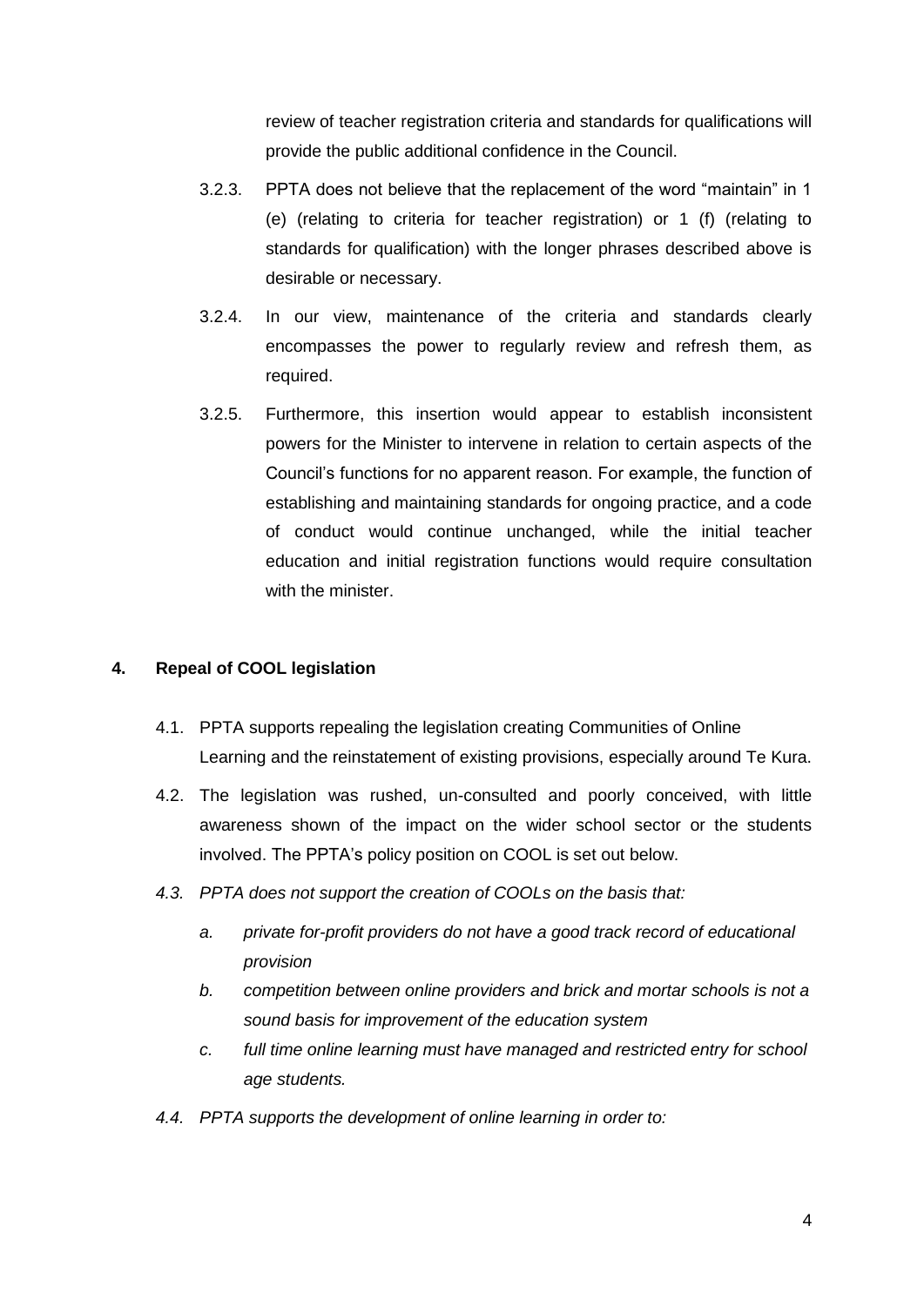review of teacher registration criteria and standards for qualifications will provide the public additional confidence in the Council.

3.2.3. PPTA does not believe that the replacement of the word "maintain" in 1 (e) (relating to criteria for teacher registration) or 1 (f) (relating to standards for qualification) with the longer phrases described above is desirable or necessary.

3.2.4. In our view, maintenance of the criteria and standards clearly encompasses the power to regularly review and refresh them, as required.

3.2.5. Furthermore, this insertion would appear to establish inconsistent powers for the Minister to intervene in relation to certain aspects of the Council's functions for no apparent reason. For example, the function of establishing and maintaining standards for ongoing practice, and a code of conduct would continue unchanged, while the initial teacher education and initial registration functions would require consultation with the minister.

## 4. Repeal of COOL legislation

4.1. PPTA supports repealing the legislation creating Communities of Online Learning and the reinstatement of existing provisions, especially around Te Kura.

4.2. The legislation was rushed, un-consulted and poorly conceived, with little awareness shown of the impact on the wider school sector or the students involved. The PPTA's policy position on COOL is set out below.

*4.3. PPTA does not support the creation of COOLs on the basis that:*

*a. private for-profit providers do not have a good track record of educational provision*

*b. competition between online providers and brick and mortar schools is not a sound basis for improvement of the education system*

*c. full time online learning must have managed and restricted entry for school age students.*

*4.4. PPTA supports the development of online learning in order to:*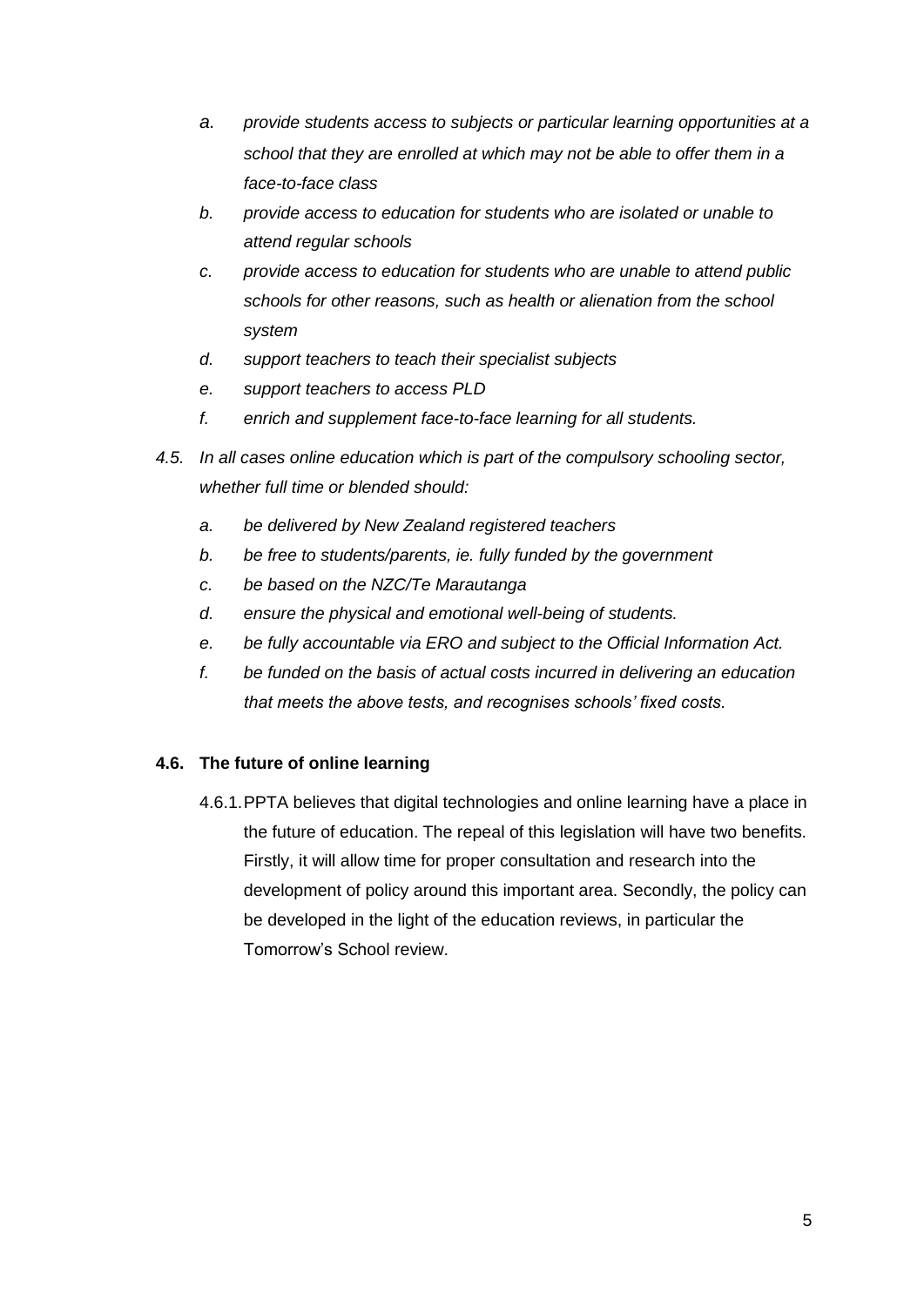*a. provide students access to subjects or particular learning opportunities at a school that they are enrolled at which may not be able to offer them in a face-to-face class*

*b. provide access to education for students who are isolated or unable to attend regular schools*

*c. provide access to education for students who are unable to attend public schools for other reasons, such as health or alienation from the school system*

*d. support teachers to teach their specialist subjects*

*e. support teachers to access PLD*

*f. enrich and supplement face-to-face learning for all students.*

*4.5. In all cases online education which is part of the compulsory schooling sector, whether full time or blended should:*

*a. be delivered by New Zealand registered teachers*

*b. be free to students/parents, ie. fully funded by the government*

*c. be based on the NZC/Te Marautanga*

*d. ensure the physical and emotional well-being of students.*

*e. be fully accountable via ERO and subject to the Official Information Act.*

*f. be funded on the basis of actual costs incurred in delivering an education that meets the above tests, and recognises schools' fixed costs.*

### 4.6. The future of online learning

4.6.1. PPTA believes that digital technologies and online learning have a place in the future of education. The repeal of this legislation will have two benefits. Firstly, it will allow time for proper consultation and research into the development of policy around this important area. Secondly, the policy can be developed in the light of the education reviews, in particular the Tomorrow's School review.